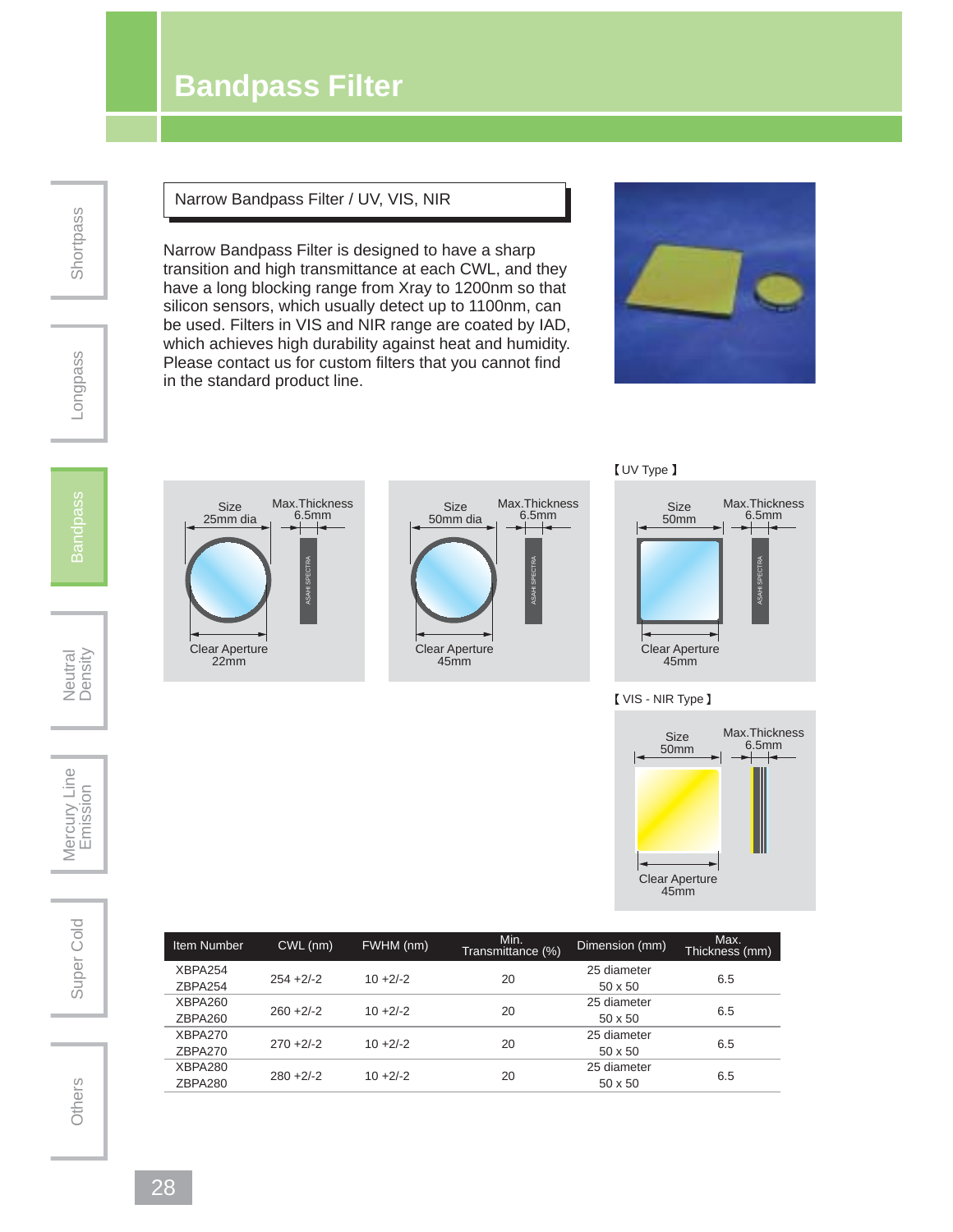# Bandpass Filter

## Narrow Bandpass Filter / UV, VIS, NIR

Narrow Bandpass Filter is designed to have a sharp transition and high transmittance at each CWL, and they have a long blocking range from Xray to 1200nm so that silicon sensors, which usually detect up to 1100nm, can be used. Filters in VIS and NIR range are coated by IAD, which achieves high durability against heat and humidity. Please contact us for custom filters that you cannot find in the standard product line.

Size 25mm dia — Max.Thickness 6.5mm — Clear Aperture 22mm

Size 50mm dia — Max.Thickness 6.5mm — Clear Aperture 45mm

【UV Type】

Size 50mm — Max.Thickness 6.5mm — Clear Aperture 45mm

【VIS - NIR Type】

Size 50mm — Max.Thickness 6.5mm — Clear Aperture 45mm

| Item Number | CWL (nm) | FWHM (nm) | Min. Transmittance (%) | Dimension (mm) | Max. Thickness (mm) |
|---|---|---|---|---|---|
| XBPA254 / ZBPA254 | 254 +2/-2 | 10 +2/-2 | 20 | 25 diameter / 50 x 50 | 6.5 |
| XBPA260 / ZBPA260 | 260 +2/-2 | 10 +2/-2 | 20 | 25 diameter / 50 x 50 | 6.5 |
| XBPA270 / ZBPA270 | 270 +2/-2 | 10 +2/-2 | 20 | 25 diameter / 50 x 50 | 6.5 |
| XBPA280 / ZBPA280 | 280 +2/-2 | 10 +2/-2 | 20 | 25 diameter / 50 x 50 | 6.5 |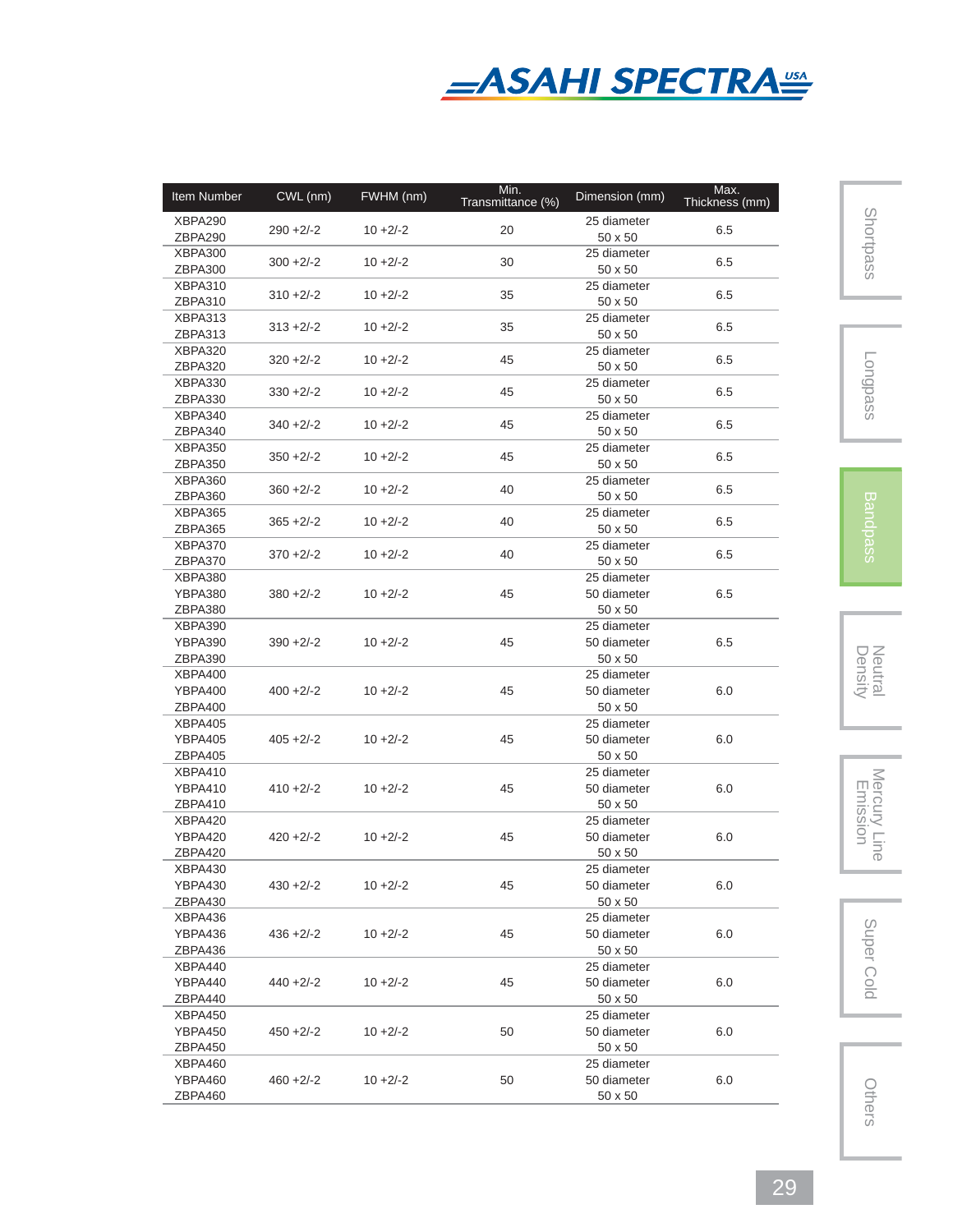| Item Number | CWL (nm) | FWHM (nm) | Min. Transmittance (%) | Dimension (mm) | Max. Thickness (mm) |
|---|---|---|---|---|---|
| XBPA290<br>ZBPA290 | 290 +2/-2 | 10 +2/-2 | 20 | 25 diameter<br>50 x 50 | 6.5 |
| XBPA300<br>ZBPA300 | 300 +2/-2 | 10 +2/-2 | 30 | 25 diameter<br>50 x 50 | 6.5 |
| XBPA310<br>ZBPA310 | 310 +2/-2 | 10 +2/-2 | 35 | 25 diameter<br>50 x 50 | 6.5 |
| XBPA313<br>ZBPA313 | 313 +2/-2 | 10 +2/-2 | 35 | 25 diameter<br>50 x 50 | 6.5 |
| XBPA320<br>ZBPA320 | 320 +2/-2 | 10 +2/-2 | 45 | 25 diameter<br>50 x 50 | 6.5 |
| XBPA330<br>ZBPA330 | 330 +2/-2 | 10 +2/-2 | 45 | 25 diameter<br>50 x 50 | 6.5 |
| XBPA340<br>ZBPA340 | 340 +2/-2 | 10 +2/-2 | 45 | 25 diameter<br>50 x 50 | 6.5 |
| XBPA350<br>ZBPA350 | 350 +2/-2 | 10 +2/-2 | 45 | 25 diameter<br>50 x 50 | 6.5 |
| XBPA360<br>ZBPA360 | 360 +2/-2 | 10 +2/-2 | 40 | 25 diameter<br>50 x 50 | 6.5 |
| XBPA365<br>ZBPA365 | 365 +2/-2 | 10 +2/-2 | 40 | 25 diameter<br>50 x 50 | 6.5 |
| XBPA370<br>ZBPA370 | 370 +2/-2 | 10 +2/-2 | 40 | 25 diameter<br>50 x 50 | 6.5 |
| XBPA380<br>YBPA380<br>ZBPA380 | 380 +2/-2 | 10 +2/-2 | 45 | 25 diameter<br>50 diameter<br>50 x 50 | 6.5 |
| XBPA390<br>YBPA390<br>ZBPA390 | 390 +2/-2 | 10 +2/-2 | 45 | 25 diameter<br>50 diameter<br>50 x 50 | 6.5 |
| XBPA400<br>YBPA400<br>ZBPA400 | 400 +2/-2 | 10 +2/-2 | 45 | 25 diameter<br>50 diameter<br>50 x 50 | 6.0 |
| XBPA405<br>YBPA405<br>ZBPA405 | 405 +2/-2 | 10 +2/-2 | 45 | 25 diameter<br>50 diameter<br>50 x 50 | 6.0 |
| XBPA410<br>YBPA410<br>ZBPA410 | 410 +2/-2 | 10 +2/-2 | 45 | 25 diameter<br>50 diameter<br>50 x 50 | 6.0 |
| XBPA420<br>YBPA420<br>ZBPA420 | 420 +2/-2 | 10 +2/-2 | 45 | 25 diameter<br>50 diameter<br>50 x 50 | 6.0 |
| XBPA430<br>YBPA430<br>ZBPA430 | 430 +2/-2 | 10 +2/-2 | 45 | 25 diameter<br>50 diameter<br>50 x 50 | 6.0 |
| XBPA436<br>YBPA436<br>ZBPA436 | 436 +2/-2 | 10 +2/-2 | 45 | 25 diameter<br>50 diameter<br>50 x 50 | 6.0 |
| XBPA440<br>YBPA440<br>ZBPA440 | 440 +2/-2 | 10 +2/-2 | 45 | 25 diameter<br>50 diameter<br>50 x 50 | 6.0 |
| XBPA450<br>YBPA450<br>ZBPA450 | 450 +2/-2 | 10 +2/-2 | 50 | 25 diameter<br>50 diameter<br>50 x 50 | 6.0 |
| XBPA460<br>YBPA460<br>ZBPA460 | 460 +2/-2 | 10 +2/-2 | 50 | 25 diameter<br>50 diameter<br>50 x 50 | 6.0 |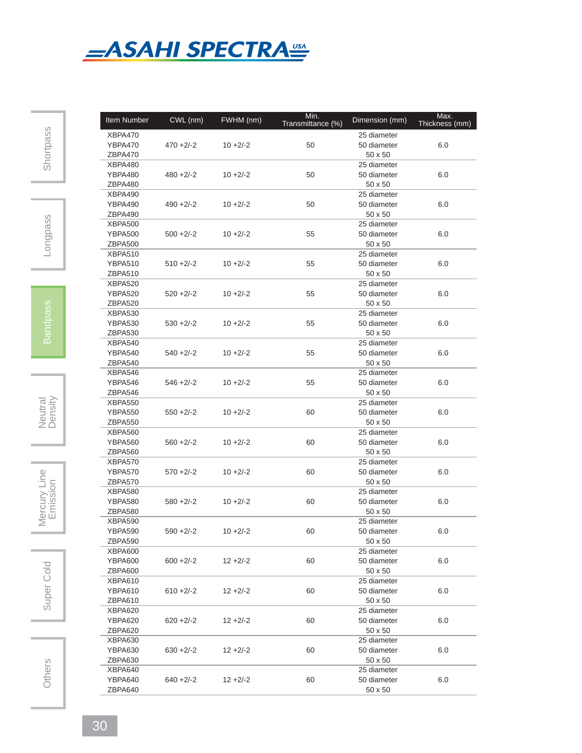| Item Number | CWL (nm) | FWHM (nm) | Min. Transmittance (%) | Dimension (mm) | Max. Thickness (mm) |
|---|---|---|---|---|---|
| XBPA470<br>YBPA470<br>ZBPA470 | 470 +2/-2 | 10 +2/-2 | 50 | 25 diameter<br>50 diameter<br>50 x 50 | 6.0 |
| XBPA480<br>YBPA480<br>ZBPA480 | 480 +2/-2 | 10 +2/-2 | 50 | 25 diameter<br>50 diameter<br>50 x 50 | 6.0 |
| XBPA490<br>YBPA490<br>ZBPA490 | 490 +2/-2 | 10 +2/-2 | 50 | 25 diameter<br>50 diameter<br>50 x 50 | 6.0 |
| XBPA500<br>YBPA500<br>ZBPA500 | 500 +2/-2 | 10 +2/-2 | 55 | 25 diameter<br>50 diameter<br>50 x 50 | 6.0 |
| XBPA510<br>YBPA510<br>ZBPA510 | 510 +2/-2 | 10 +2/-2 | 55 | 25 diameter<br>50 diameter<br>50 x 50 | 6.0 |
| XBPA520<br>YBPA520<br>ZBPA520 | 520 +2/-2 | 10 +2/-2 | 55 | 25 diameter<br>50 diameter<br>50 x 50 | 6.0 |
| XBPA530<br>YBPA530<br>ZBPA530 | 530 +2/-2 | 10 +2/-2 | 55 | 25 diameter<br>50 diameter<br>50 x 50 | 6.0 |
| XBPA540<br>YBPA540<br>ZBPA540 | 540 +2/-2 | 10 +2/-2 | 55 | 25 diameter<br>50 diameter<br>50 x 50 | 6.0 |
| XBPA546<br>YBPA546<br>ZBPA546 | 546 +2/-2 | 10 +2/-2 | 55 | 25 diameter<br>50 diameter<br>50 x 50 | 6.0 |
| XBPA550<br>YBPA550<br>ZBPA550 | 550 +2/-2 | 10 +2/-2 | 60 | 25 diameter<br>50 diameter<br>50 x 50 | 6.0 |
| XBPA560<br>YBPA560<br>ZBPA560 | 560 +2/-2 | 10 +2/-2 | 60 | 25 diameter<br>50 diameter<br>50 x 50 | 6.0 |
| XBPA570<br>YBPA570<br>ZBPA570 | 570 +2/-2 | 10 +2/-2 | 60 | 25 diameter<br>50 diameter<br>50 x 50 | 6.0 |
| XBPA580<br>YBPA580<br>ZBPA580 | 580 +2/-2 | 10 +2/-2 | 60 | 25 diameter<br>50 diameter<br>50 x 50 | 6.0 |
| XBPA590<br>YBPA590<br>ZBPA590 | 590 +2/-2 | 10 +2/-2 | 60 | 25 diameter<br>50 diameter<br>50 x 50 | 6.0 |
| XBPA600<br>YBPA600<br>ZBPA600 | 600 +2/-2 | 12 +2/-2 | 60 | 25 diameter<br>50 diameter<br>50 x 50 | 6.0 |
| XBPA610<br>YBPA610<br>ZBPA610 | 610 +2/-2 | 12 +2/-2 | 60 | 25 diameter<br>50 diameter<br>50 x 50 | 6.0 |
| XBPA620<br>YBPA620<br>ZBPA620 | 620 +2/-2 | 12 +2/-2 | 60 | 25 diameter<br>50 diameter<br>50 x 50 | 6.0 |
| XBPA630<br>YBPA630<br>ZBPA630 | 630 +2/-2 | 12 +2/-2 | 60 | 25 diameter<br>50 diameter<br>50 x 50 | 6.0 |
| XBPA640<br>YBPA640<br>ZBPA640 | 640 +2/-2 | 12 +2/-2 | 60 | 25 diameter<br>50 diameter<br>50 x 50 | 6.0 |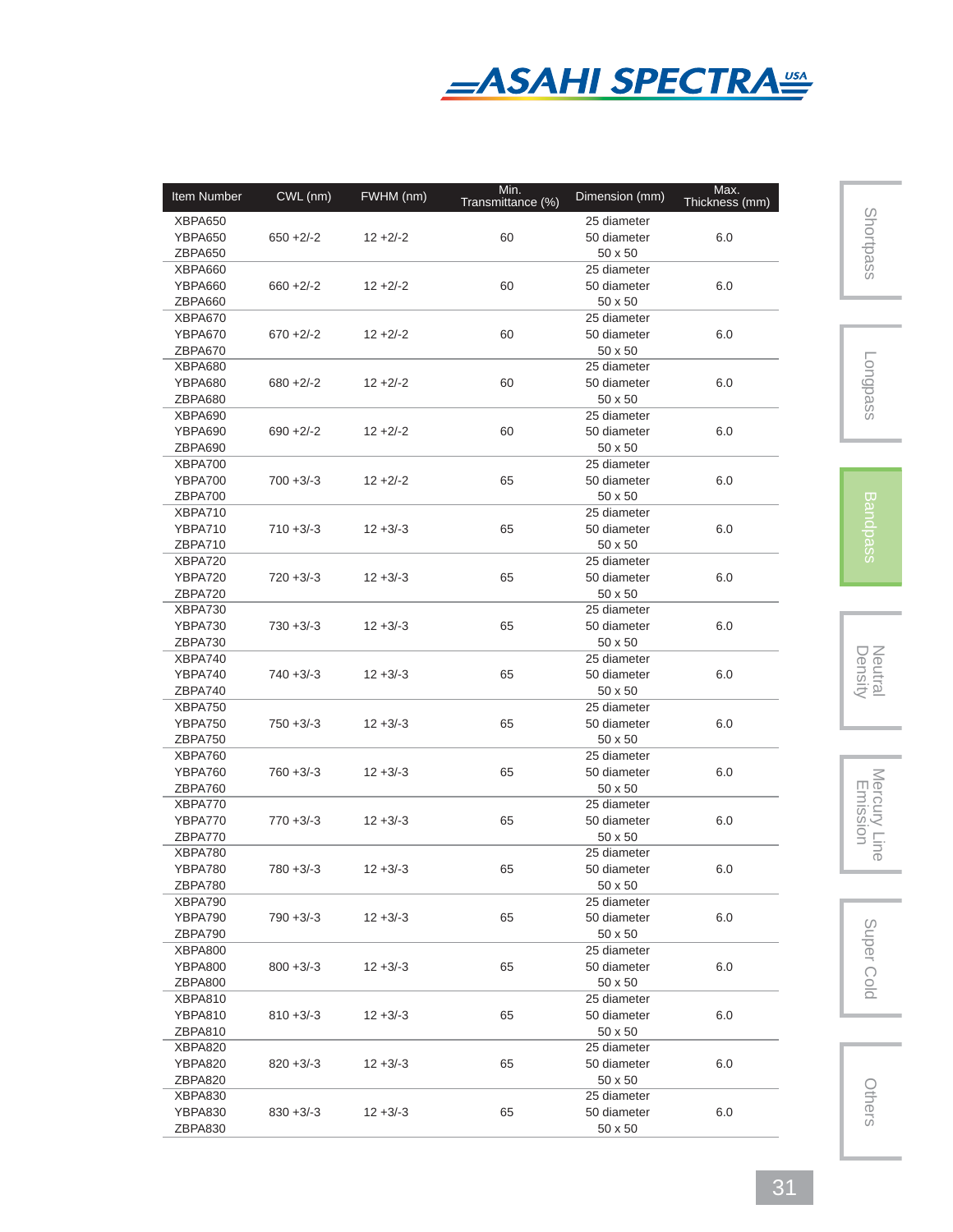| Item Number | CWL (nm) | FWHM (nm) | Min. Transmittance (%) | Dimension (mm) | Max. Thickness (mm) |
|---|---|---|---|---|---|
| XBPA650<br>YBPA650<br>ZBPA650 | 650 +2/-2 | 12 +2/-2 | 60 | 25 diameter<br>50 diameter<br>50 x 50 | 6.0 |
| XBPA660<br>YBPA660<br>ZBPA660 | 660 +2/-2 | 12 +2/-2 | 60 | 25 diameter<br>50 diameter<br>50 x 50 | 6.0 |
| XBPA670<br>YBPA670<br>ZBPA670 | 670 +2/-2 | 12 +2/-2 | 60 | 25 diameter<br>50 diameter<br>50 x 50 | 6.0 |
| XBPA680<br>YBPA680<br>ZBPA680 | 680 +2/-2 | 12 +2/-2 | 60 | 25 diameter<br>50 diameter<br>50 x 50 | 6.0 |
| XBPA690<br>YBPA690<br>ZBPA690 | 690 +2/-2 | 12 +2/-2 | 60 | 25 diameter<br>50 diameter<br>50 x 50 | 6.0 |
| XBPA700<br>YBPA700<br>ZBPA700 | 700 +3/-3 | 12 +2/-2 | 65 | 25 diameter<br>50 diameter<br>50 x 50 | 6.0 |
| XBPA710<br>YBPA710<br>ZBPA710 | 710 +3/-3 | 12 +3/-3 | 65 | 25 diameter<br>50 diameter<br>50 x 50 | 6.0 |
| XBPA720<br>YBPA720<br>ZBPA720 | 720 +3/-3 | 12 +3/-3 | 65 | 25 diameter<br>50 diameter<br>50 x 50 | 6.0 |
| XBPA730<br>YBPA730<br>ZBPA730 | 730 +3/-3 | 12 +3/-3 | 65 | 25 diameter<br>50 diameter<br>50 x 50 | 6.0 |
| XBPA740<br>YBPA740<br>ZBPA740 | 740 +3/-3 | 12 +3/-3 | 65 | 25 diameter<br>50 diameter<br>50 x 50 | 6.0 |
| XBPA750<br>YBPA750<br>ZBPA750 | 750 +3/-3 | 12 +3/-3 | 65 | 25 diameter<br>50 diameter<br>50 x 50 | 6.0 |
| XBPA760<br>YBPA760<br>ZBPA760 | 760 +3/-3 | 12 +3/-3 | 65 | 25 diameter<br>50 diameter<br>50 x 50 | 6.0 |
| XBPA770<br>YBPA770<br>ZBPA770 | 770 +3/-3 | 12 +3/-3 | 65 | 25 diameter<br>50 diameter<br>50 x 50 | 6.0 |
| XBPA780<br>YBPA780<br>ZBPA780 | 780 +3/-3 | 12 +3/-3 | 65 | 25 diameter<br>50 diameter<br>50 x 50 | 6.0 |
| XBPA790<br>YBPA790<br>ZBPA790 | 790 +3/-3 | 12 +3/-3 | 65 | 25 diameter<br>50 diameter<br>50 x 50 | 6.0 |
| XBPA800<br>YBPA800<br>ZBPA800 | 800 +3/-3 | 12 +3/-3 | 65 | 25 diameter<br>50 diameter<br>50 x 50 | 6.0 |
| XBPA810<br>YBPA810<br>ZBPA810 | 810 +3/-3 | 12 +3/-3 | 65 | 25 diameter<br>50 diameter<br>50 x 50 | 6.0 |
| XBPA820<br>YBPA820<br>ZBPA820 | 820 +3/-3 | 12 +3/-3 | 65 | 25 diameter<br>50 diameter<br>50 x 50 | 6.0 |
| XBPA830<br>YBPA830<br>ZBPA830 | 830 +3/-3 | 12 +3/-3 | 65 | 25 diameter<br>50 diameter<br>50 x 50 | 6.0 |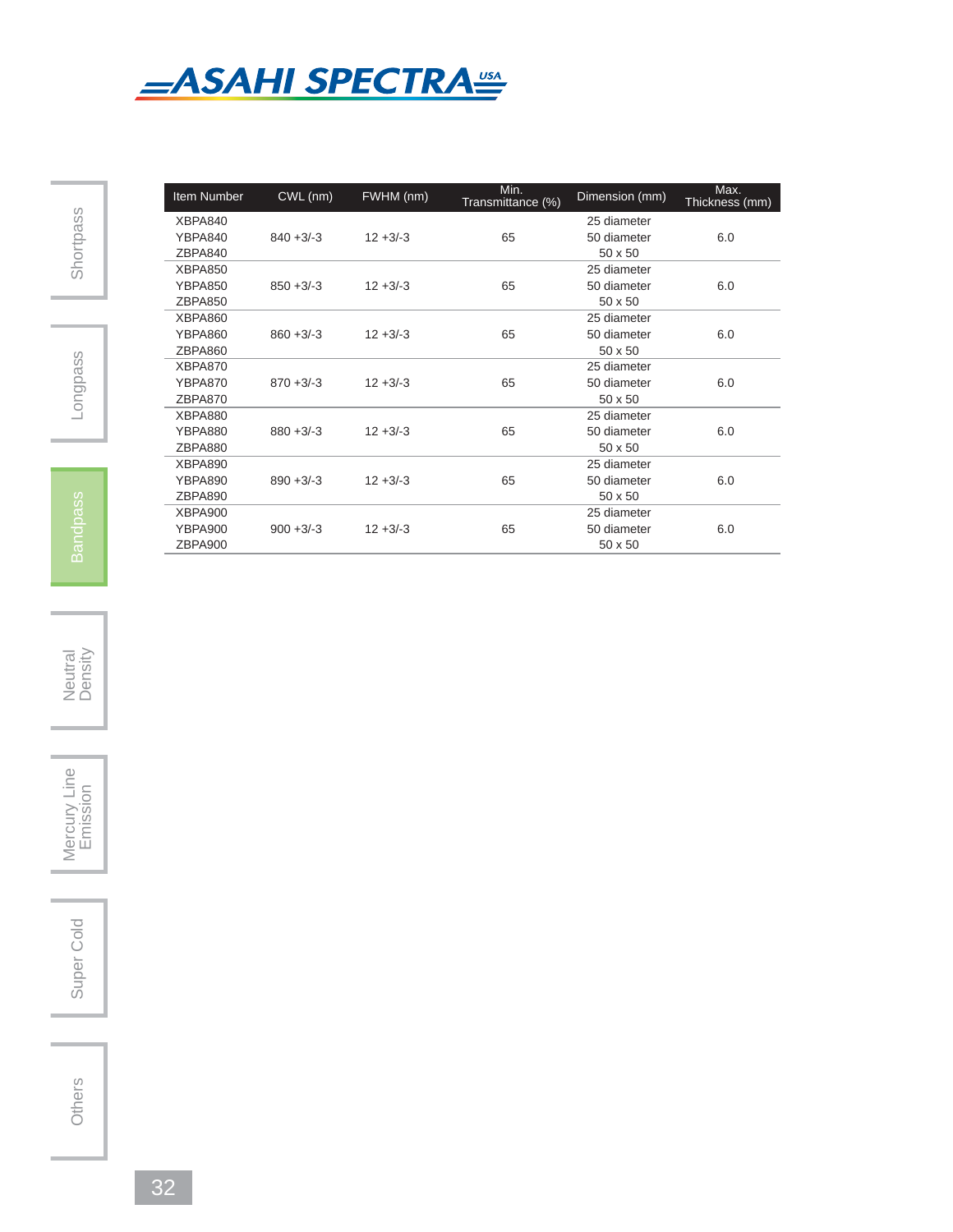| Item Number | CWL (nm) | FWHM (nm) | Min. Transmittance (%) | Dimension (mm) | Max. Thickness (mm) |
|---|---|---|---|---|---|
| XBPA840<br>YBPA840<br>ZBPA840 | 840 +3/-3 | 12 +3/-3 | 65 | 25 diameter<br>50 diameter<br>50 x 50 | 6.0 |
| XBPA850<br>YBPA850<br>ZBPA850 | 850 +3/-3 | 12 +3/-3 | 65 | 25 diameter<br>50 diameter<br>50 x 50 | 6.0 |
| XBPA860<br>YBPA860<br>ZBPA860 | 860 +3/-3 | 12 +3/-3 | 65 | 25 diameter<br>50 diameter<br>50 x 50 | 6.0 |
| XBPA870<br>YBPA870<br>ZBPA870 | 870 +3/-3 | 12 +3/-3 | 65 | 25 diameter<br>50 diameter<br>50 x 50 | 6.0 |
| XBPA880<br>YBPA880<br>ZBPA880 | 880 +3/-3 | 12 +3/-3 | 65 | 25 diameter<br>50 diameter<br>50 x 50 | 6.0 |
| XBPA890<br>YBPA890<br>ZBPA890 | 890 +3/-3 | 12 +3/-3 | 65 | 25 diameter<br>50 diameter<br>50 x 50 | 6.0 |
| XBPA900<br>YBPA900<br>ZBPA900 | 900 +3/-3 | 12 +3/-3 | 65 | 25 diameter<br>50 diameter<br>50 x 50 | 6.0 |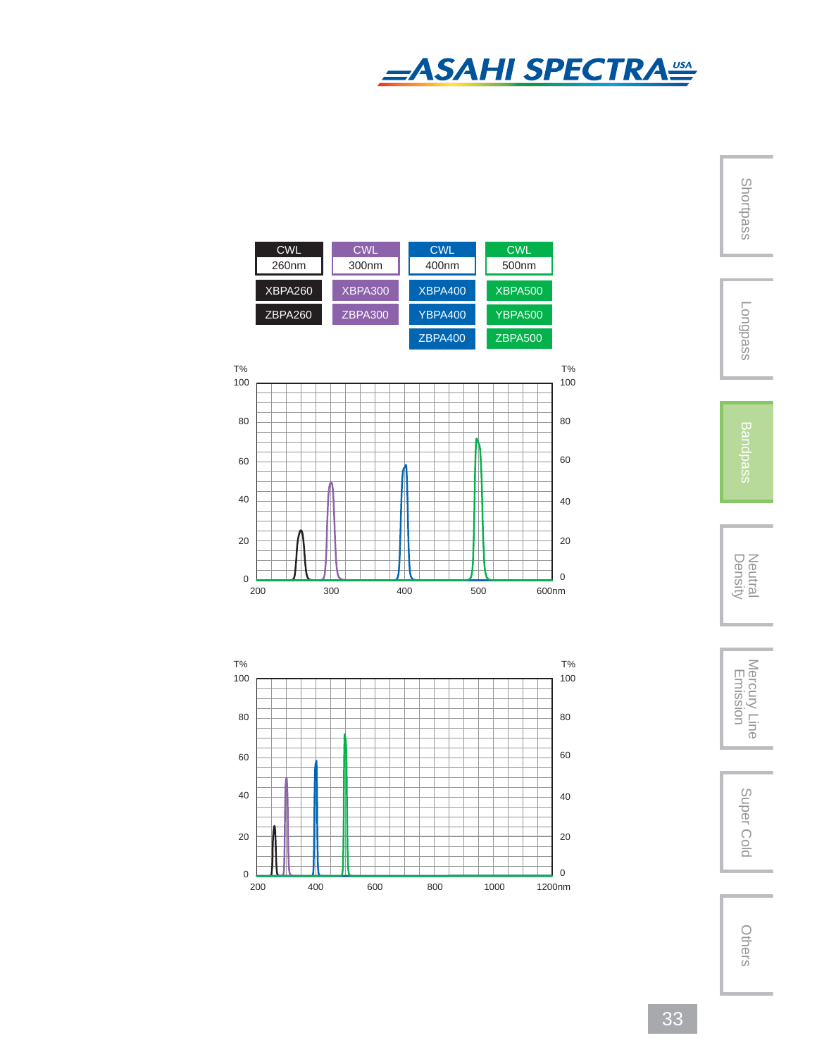| CWL 260nm | CWL 300nm | CWL 400nm | CWL 500nm |
| --- | --- | --- | --- |
| XBPA260 | XBPA300 | XBPA400 | XBPA500 |
| ZBPA260 | ZBPA300 | YBPA400 | YBPA500 |
| | | ZBPA400 | ZBPA500 |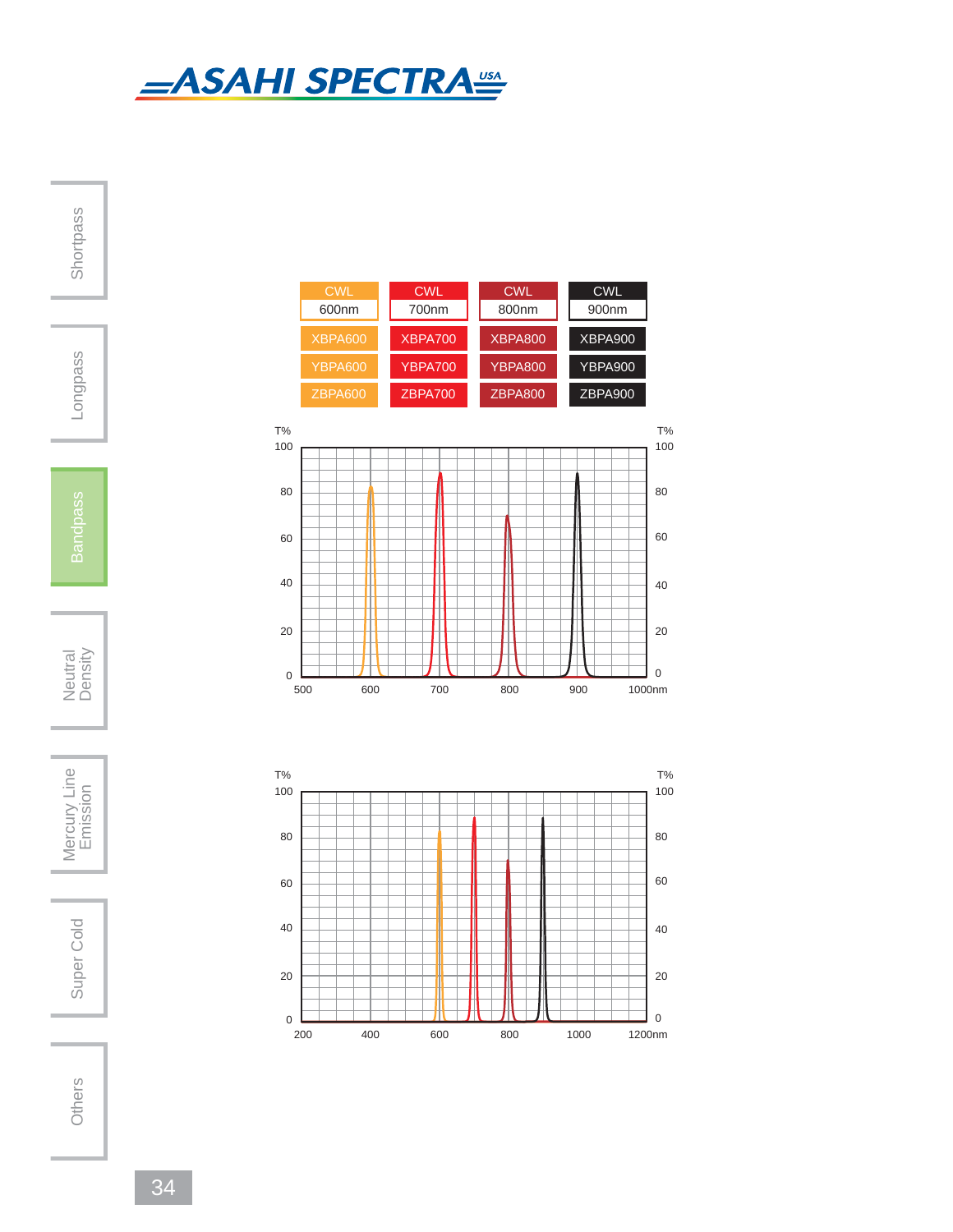| CWL 600nm | CWL 700nm | CWL 800nm | CWL 900nm |
|---|---|---|---|
| XBPA600 | XBPA700 | XBPA800 | XBPA900 |
| YBPA600 | YBPA700 | YBPA800 | YBPA900 |
| ZBPA600 | ZBPA700 | ZBPA800 | ZBPA900 |

T% 100 80 60 40 20 0

500 600 700 800 900 1000nm

T% 100 80 60 40 20 0

200 400 600 800 1000 1200nm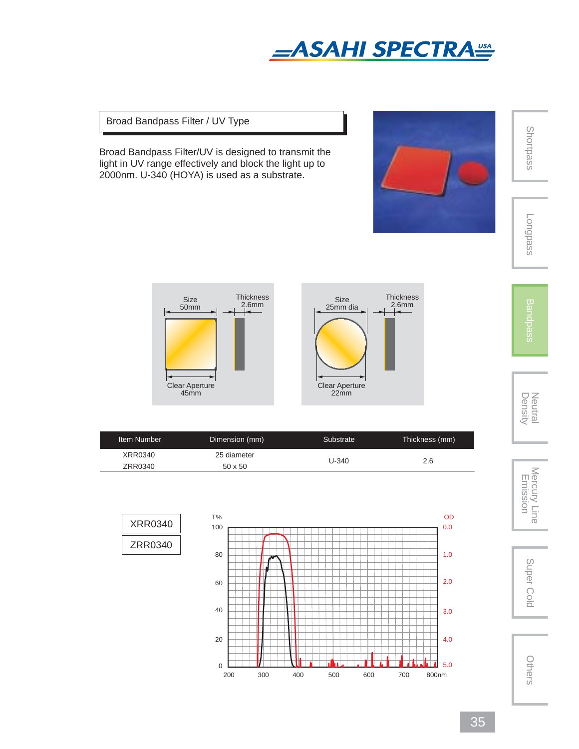## Broad Bandpass Filter / UV Type

Broad Bandpass Filter/UV is designed to transmit the light in UV range effectively and block the light up to 2000nm. U-340 (HOYA) is used as a substrate.

Size 50mm
Thickness 2.6mm
Clear Aperture 45mm

Size 25mm dia
Thickness 2.6mm
Clear Aperture 22mm

| Item Number | Dimension (mm) | Substrate | Thickness (mm) |
|---|---|---|---|
| XRR0340 | 25 diameter | U-340 | 2.6 |
| ZRR0340 | 50 x 50 | | |

XRR0340

ZRR0340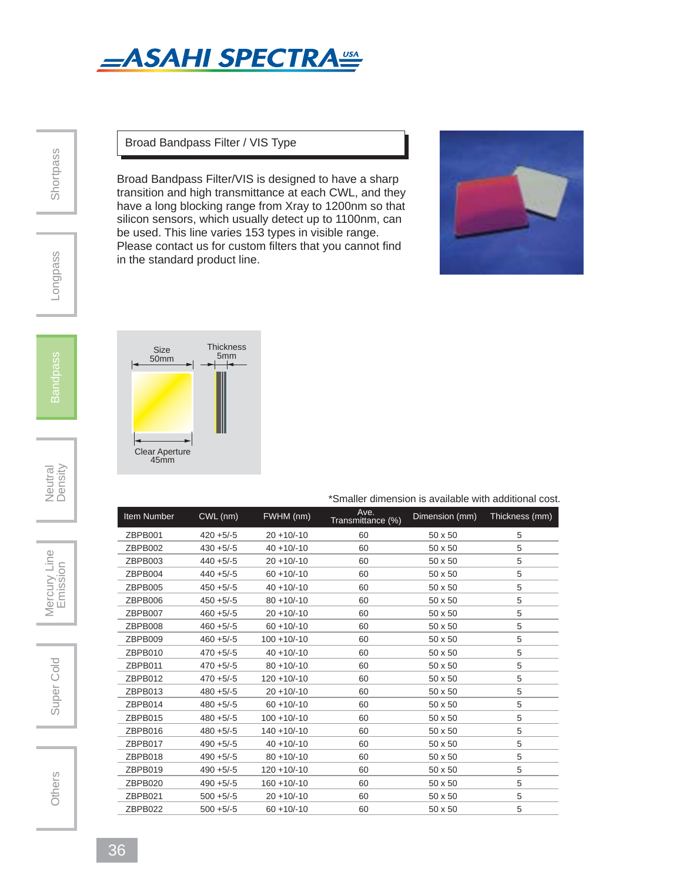## Broad Bandpass Filter / VIS Type

Broad Bandpass Filter/VIS is designed to have a sharp transition and high transmittance at each CWL, and they have a long blocking range from Xray to 1200nm so that silicon sensors, which usually detect up to 1100nm, can be used. This line varies 153 types in visible range. Please contact us for custom filters that you cannot find in the standard product line.

Size 50mm

Thickness 5mm

Clear Aperture 45mm

*Smaller dimension is available with additional cost.

| Item Number | CWL (nm) | FWHM (nm) | Ave. Transmittance (%) | Dimension (mm) | Thickness (mm) |
|---|---|---|---|---|---|
| ZBPB001 | 420 +5/-5 | 20 +10/-10 | 60 | 50 x 50 | 5 |
| ZBPB002 | 430 +5/-5 | 40 +10/-10 | 60 | 50 x 50 | 5 |
| ZBPB003 | 440 +5/-5 | 20 +10/-10 | 60 | 50 x 50 | 5 |
| ZBPB004 | 440 +5/-5 | 60 +10/-10 | 60 | 50 x 50 | 5 |
| ZBPB005 | 450 +5/-5 | 40 +10/-10 | 60 | 50 x 50 | 5 |
| ZBPB006 | 450 +5/-5 | 80 +10/-10 | 60 | 50 x 50 | 5 |
| ZBPB007 | 460 +5/-5 | 20 +10/-10 | 60 | 50 x 50 | 5 |
| ZBPB008 | 460 +5/-5 | 60 +10/-10 | 60 | 50 x 50 | 5 |
| ZBPB009 | 460 +5/-5 | 100 +10/-10 | 60 | 50 x 50 | 5 |
| ZBPB010 | 470 +5/-5 | 40 +10/-10 | 60 | 50 x 50 | 5 |
| ZBPB011 | 470 +5/-5 | 80 +10/-10 | 60 | 50 x 50 | 5 |
| ZBPB012 | 470 +5/-5 | 120 +10/-10 | 60 | 50 x 50 | 5 |
| ZBPB013 | 480 +5/-5 | 20 +10/-10 | 60 | 50 x 50 | 5 |
| ZBPB014 | 480 +5/-5 | 60 +10/-10 | 60 | 50 x 50 | 5 |
| ZBPB015 | 480 +5/-5 | 100 +10/-10 | 60 | 50 x 50 | 5 |
| ZBPB016 | 480 +5/-5 | 140 +10/-10 | 60 | 50 x 50 | 5 |
| ZBPB017 | 490 +5/-5 | 40 +10/-10 | 60 | 50 x 50 | 5 |
| ZBPB018 | 490 +5/-5 | 80 +10/-10 | 60 | 50 x 50 | 5 |
| ZBPB019 | 490 +5/-5 | 120 +10/-10 | 60 | 50 x 50 | 5 |
| ZBPB020 | 490 +5/-5 | 160 +10/-10 | 60 | 50 x 50 | 5 |
| ZBPB021 | 500 +5/-5 | 20 +10/-10 | 60 | 50 x 50 | 5 |
| ZBPB022 | 500 +5/-5 | 60 +10/-10 | 60 | 50 x 50 | 5 |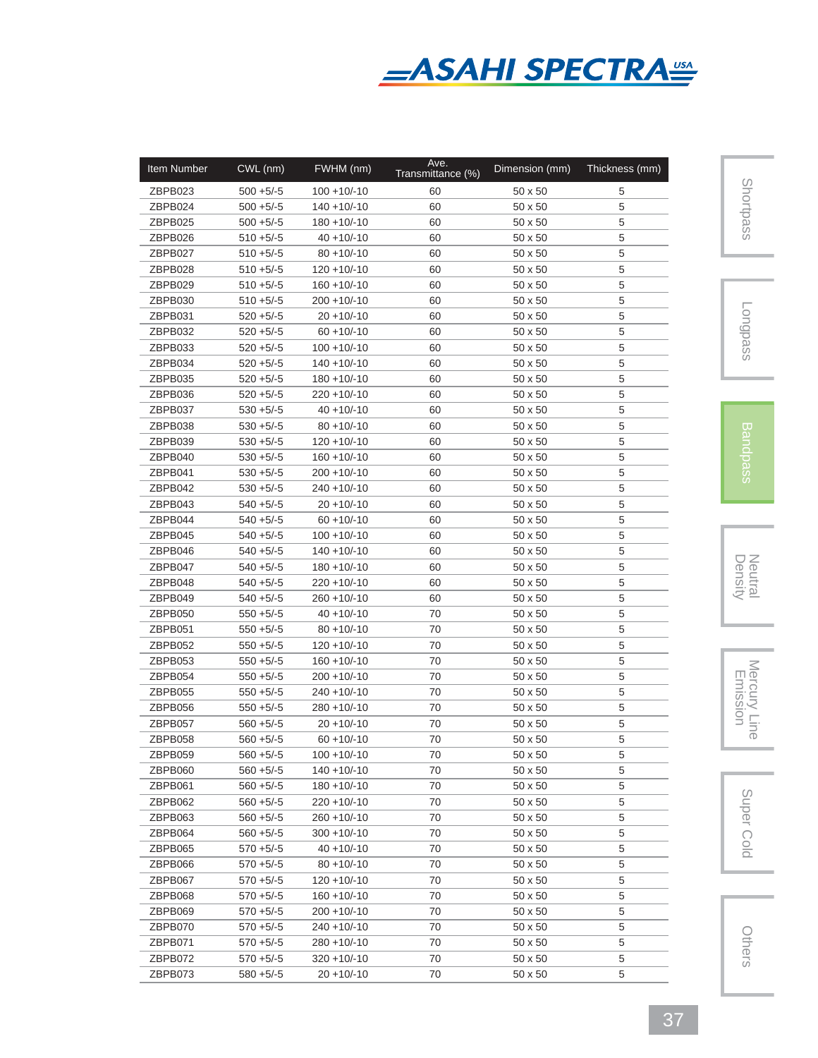| Item Number | CWL (nm) | FWHM (nm) | Ave. Transmittance (%) | Dimension (mm) | Thickness (mm) |
|---|---|---|---|---|---|
| ZBPB023 | 500 +5/-5 | 100 +10/-10 | 60 | 50 x 50 | 5 |
| ZBPB024 | 500 +5/-5 | 140 +10/-10 | 60 | 50 x 50 | 5 |
| ZBPB025 | 500 +5/-5 | 180 +10/-10 | 60 | 50 x 50 | 5 |
| ZBPB026 | 510 +5/-5 | 40 +10/-10 | 60 | 50 x 50 | 5 |
| ZBPB027 | 510 +5/-5 | 80 +10/-10 | 60 | 50 x 50 | 5 |
| ZBPB028 | 510 +5/-5 | 120 +10/-10 | 60 | 50 x 50 | 5 |
| ZBPB029 | 510 +5/-5 | 160 +10/-10 | 60 | 50 x 50 | 5 |
| ZBPB030 | 510 +5/-5 | 200 +10/-10 | 60 | 50 x 50 | 5 |
| ZBPB031 | 520 +5/-5 | 20 +10/-10 | 60 | 50 x 50 | 5 |
| ZBPB032 | 520 +5/-5 | 60 +10/-10 | 60 | 50 x 50 | 5 |
| ZBPB033 | 520 +5/-5 | 100 +10/-10 | 60 | 50 x 50 | 5 |
| ZBPB034 | 520 +5/-5 | 140 +10/-10 | 60 | 50 x 50 | 5 |
| ZBPB035 | 520 +5/-5 | 180 +10/-10 | 60 | 50 x 50 | 5 |
| ZBPB036 | 520 +5/-5 | 220 +10/-10 | 60 | 50 x 50 | 5 |
| ZBPB037 | 530 +5/-5 | 40 +10/-10 | 60 | 50 x 50 | 5 |
| ZBPB038 | 530 +5/-5 | 80 +10/-10 | 60 | 50 x 50 | 5 |
| ZBPB039 | 530 +5/-5 | 120 +10/-10 | 60 | 50 x 50 | 5 |
| ZBPB040 | 530 +5/-5 | 160 +10/-10 | 60 | 50 x 50 | 5 |
| ZBPB041 | 530 +5/-5 | 200 +10/-10 | 60 | 50 x 50 | 5 |
| ZBPB042 | 530 +5/-5 | 240 +10/-10 | 60 | 50 x 50 | 5 |
| ZBPB043 | 540 +5/-5 | 20 +10/-10 | 60 | 50 x 50 | 5 |
| ZBPB044 | 540 +5/-5 | 60 +10/-10 | 60 | 50 x 50 | 5 |
| ZBPB045 | 540 +5/-5 | 100 +10/-10 | 60 | 50 x 50 | 5 |
| ZBPB046 | 540 +5/-5 | 140 +10/-10 | 60 | 50 x 50 | 5 |
| ZBPB047 | 540 +5/-5 | 180 +10/-10 | 60 | 50 x 50 | 5 |
| ZBPB048 | 540 +5/-5 | 220 +10/-10 | 60 | 50 x 50 | 5 |
| ZBPB049 | 540 +5/-5 | 260 +10/-10 | 60 | 50 x 50 | 5 |
| ZBPB050 | 550 +5/-5 | 40 +10/-10 | 70 | 50 x 50 | 5 |
| ZBPB051 | 550 +5/-5 | 80 +10/-10 | 70 | 50 x 50 | 5 |
| ZBPB052 | 550 +5/-5 | 120 +10/-10 | 70 | 50 x 50 | 5 |
| ZBPB053 | 550 +5/-5 | 160 +10/-10 | 70 | 50 x 50 | 5 |
| ZBPB054 | 550 +5/-5 | 200 +10/-10 | 70 | 50 x 50 | 5 |
| ZBPB055 | 550 +5/-5 | 240 +10/-10 | 70 | 50 x 50 | 5 |
| ZBPB056 | 550 +5/-5 | 280 +10/-10 | 70 | 50 x 50 | 5 |
| ZBPB057 | 560 +5/-5 | 20 +10/-10 | 70 | 50 x 50 | 5 |
| ZBPB058 | 560 +5/-5 | 60 +10/-10 | 70 | 50 x 50 | 5 |
| ZBPB059 | 560 +5/-5 | 100 +10/-10 | 70 | 50 x 50 | 5 |
| ZBPB060 | 560 +5/-5 | 140 +10/-10 | 70 | 50 x 50 | 5 |
| ZBPB061 | 560 +5/-5 | 180 +10/-10 | 70 | 50 x 50 | 5 |
| ZBPB062 | 560 +5/-5 | 220 +10/-10 | 70 | 50 x 50 | 5 |
| ZBPB063 | 560 +5/-5 | 260 +10/-10 | 70 | 50 x 50 | 5 |
| ZBPB064 | 560 +5/-5 | 300 +10/-10 | 70 | 50 x 50 | 5 |
| ZBPB065 | 570 +5/-5 | 40 +10/-10 | 70 | 50 x 50 | 5 |
| ZBPB066 | 570 +5/-5 | 80 +10/-10 | 70 | 50 x 50 | 5 |
| ZBPB067 | 570 +5/-5 | 120 +10/-10 | 70 | 50 x 50 | 5 |
| ZBPB068 | 570 +5/-5 | 160 +10/-10 | 70 | 50 x 50 | 5 |
| ZBPB069 | 570 +5/-5 | 200 +10/-10 | 70 | 50 x 50 | 5 |
| ZBPB070 | 570 +5/-5 | 240 +10/-10 | 70 | 50 x 50 | 5 |
| ZBPB071 | 570 +5/-5 | 280 +10/-10 | 70 | 50 x 50 | 5 |
| ZBPB072 | 570 +5/-5 | 320 +10/-10 | 70 | 50 x 50 | 5 |
| ZBPB073 | 580 +5/-5 | 20 +10/-10 | 70 | 50 x 50 | 5 |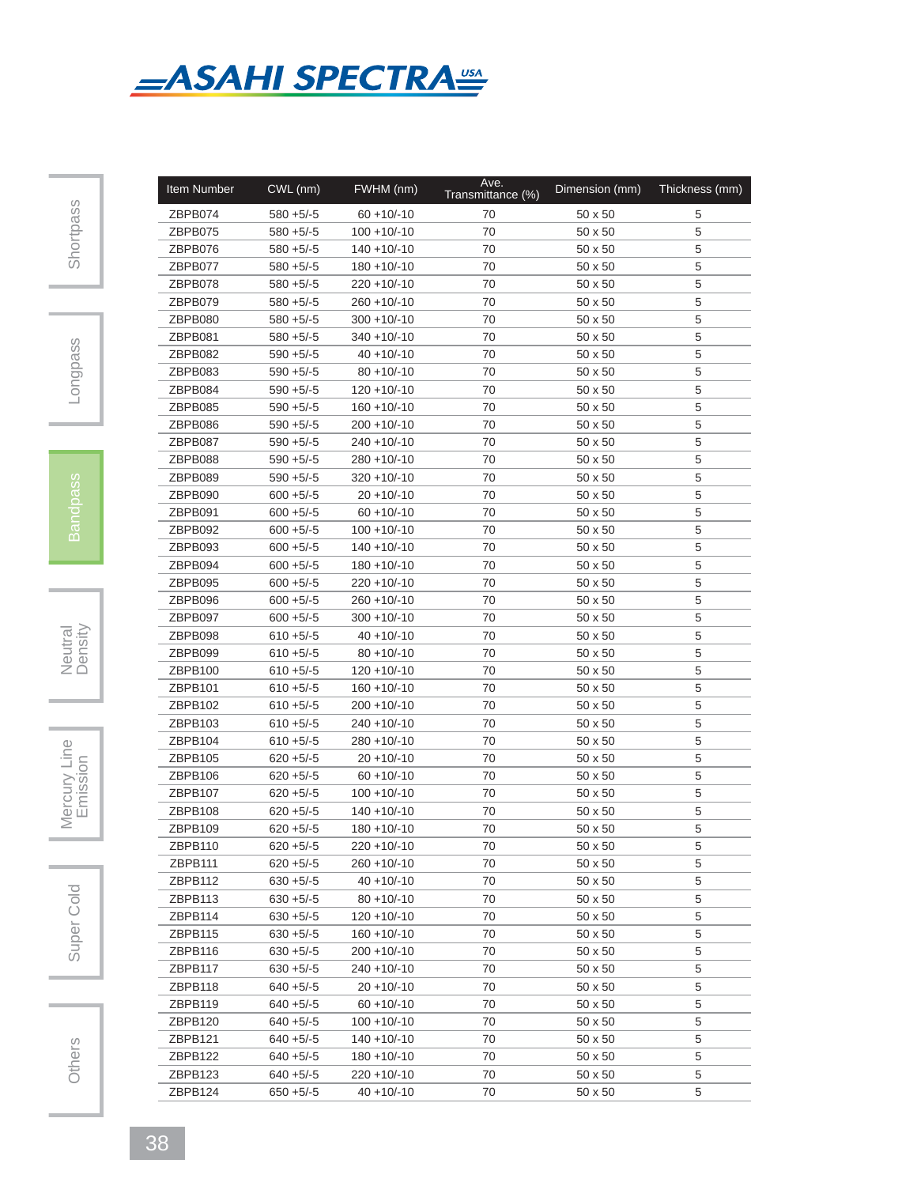| Item Number | CWL (nm) | FWHM (nm) | Ave. Transmittance (%) | Dimension (mm) | Thickness (mm) |
|---|---|---|---|---|---|
| ZBPB074 | 580 +5/-5 | 60 +10/-10 | 70 | 50 x 50 | 5 |
| ZBPB075 | 580 +5/-5 | 100 +10/-10 | 70 | 50 x 50 | 5 |
| ZBPB076 | 580 +5/-5 | 140 +10/-10 | 70 | 50 x 50 | 5 |
| ZBPB077 | 580 +5/-5 | 180 +10/-10 | 70 | 50 x 50 | 5 |
| ZBPB078 | 580 +5/-5 | 220 +10/-10 | 70 | 50 x 50 | 5 |
| ZBPB079 | 580 +5/-5 | 260 +10/-10 | 70 | 50 x 50 | 5 |
| ZBPB080 | 580 +5/-5 | 300 +10/-10 | 70 | 50 x 50 | 5 |
| ZBPB081 | 580 +5/-5 | 340 +10/-10 | 70 | 50 x 50 | 5 |
| ZBPB082 | 590 +5/-5 | 40 +10/-10 | 70 | 50 x 50 | 5 |
| ZBPB083 | 590 +5/-5 | 80 +10/-10 | 70 | 50 x 50 | 5 |
| ZBPB084 | 590 +5/-5 | 120 +10/-10 | 70 | 50 x 50 | 5 |
| ZBPB085 | 590 +5/-5 | 160 +10/-10 | 70 | 50 x 50 | 5 |
| ZBPB086 | 590 +5/-5 | 200 +10/-10 | 70 | 50 x 50 | 5 |
| ZBPB087 | 590 +5/-5 | 240 +10/-10 | 70 | 50 x 50 | 5 |
| ZBPB088 | 590 +5/-5 | 280 +10/-10 | 70 | 50 x 50 | 5 |
| ZBPB089 | 590 +5/-5 | 320 +10/-10 | 70 | 50 x 50 | 5 |
| ZBPB090 | 600 +5/-5 | 20 +10/-10 | 70 | 50 x 50 | 5 |
| ZBPB091 | 600 +5/-5 | 60 +10/-10 | 70 | 50 x 50 | 5 |
| ZBPB092 | 600 +5/-5 | 100 +10/-10 | 70 | 50 x 50 | 5 |
| ZBPB093 | 600 +5/-5 | 140 +10/-10 | 70 | 50 x 50 | 5 |
| ZBPB094 | 600 +5/-5 | 180 +10/-10 | 70 | 50 x 50 | 5 |
| ZBPB095 | 600 +5/-5 | 220 +10/-10 | 70 | 50 x 50 | 5 |
| ZBPB096 | 600 +5/-5 | 260 +10/-10 | 70 | 50 x 50 | 5 |
| ZBPB097 | 600 +5/-5 | 300 +10/-10 | 70 | 50 x 50 | 5 |
| ZBPB098 | 610 +5/-5 | 40 +10/-10 | 70 | 50 x 50 | 5 |
| ZBPB099 | 610 +5/-5 | 80 +10/-10 | 70 | 50 x 50 | 5 |
| ZBPB100 | 610 +5/-5 | 120 +10/-10 | 70 | 50 x 50 | 5 |
| ZBPB101 | 610 +5/-5 | 160 +10/-10 | 70 | 50 x 50 | 5 |
| ZBPB102 | 610 +5/-5 | 200 +10/-10 | 70 | 50 x 50 | 5 |
| ZBPB103 | 610 +5/-5 | 240 +10/-10 | 70 | 50 x 50 | 5 |
| ZBPB104 | 610 +5/-5 | 280 +10/-10 | 70 | 50 x 50 | 5 |
| ZBPB105 | 620 +5/-5 | 20 +10/-10 | 70 | 50 x 50 | 5 |
| ZBPB106 | 620 +5/-5 | 60 +10/-10 | 70 | 50 x 50 | 5 |
| ZBPB107 | 620 +5/-5 | 100 +10/-10 | 70 | 50 x 50 | 5 |
| ZBPB108 | 620 +5/-5 | 140 +10/-10 | 70 | 50 x 50 | 5 |
| ZBPB109 | 620 +5/-5 | 180 +10/-10 | 70 | 50 x 50 | 5 |
| ZBPB110 | 620 +5/-5 | 220 +10/-10 | 70 | 50 x 50 | 5 |
| ZBPB111 | 620 +5/-5 | 260 +10/-10 | 70 | 50 x 50 | 5 |
| ZBPB112 | 630 +5/-5 | 40 +10/-10 | 70 | 50 x 50 | 5 |
| ZBPB113 | 630 +5/-5 | 80 +10/-10 | 70 | 50 x 50 | 5 |
| ZBPB114 | 630 +5/-5 | 120 +10/-10 | 70 | 50 x 50 | 5 |
| ZBPB115 | 630 +5/-5 | 160 +10/-10 | 70 | 50 x 50 | 5 |
| ZBPB116 | 630 +5/-5 | 200 +10/-10 | 70 | 50 x 50 | 5 |
| ZBPB117 | 630 +5/-5 | 240 +10/-10 | 70 | 50 x 50 | 5 |
| ZBPB118 | 640 +5/-5 | 20 +10/-10 | 70 | 50 x 50 | 5 |
| ZBPB119 | 640 +5/-5 | 60 +10/-10 | 70 | 50 x 50 | 5 |
| ZBPB120 | 640 +5/-5 | 100 +10/-10 | 70 | 50 x 50 | 5 |
| ZBPB121 | 640 +5/-5 | 140 +10/-10 | 70 | 50 x 50 | 5 |
| ZBPB122 | 640 +5/-5 | 180 +10/-10 | 70 | 50 x 50 | 5 |
| ZBPB123 | 640 +5/-5 | 220 +10/-10 | 70 | 50 x 50 | 5 |
| ZBPB124 | 650 +5/-5 | 40 +10/-10 | 70 | 50 x 50 | 5 |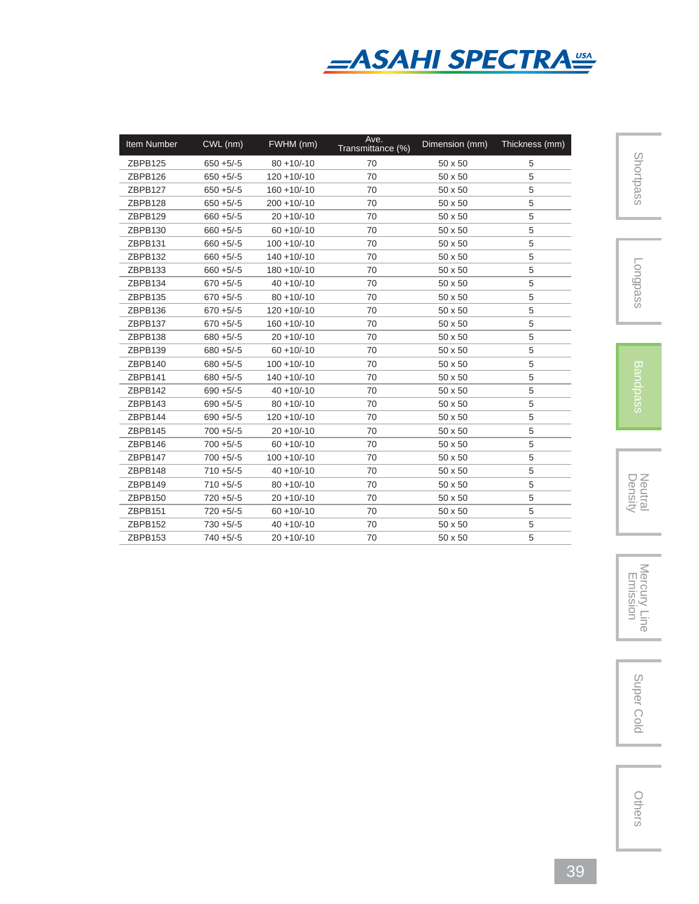| Item Number | CWL (nm) | FWHM (nm) | Ave. Transmittance (%) | Dimension (mm) | Thickness (mm) |
|---|---|---|---|---|---|
| ZBPB125 | 650 +5/-5 | 80 +10/-10 | 70 | 50 x 50 | 5 |
| ZBPB126 | 650 +5/-5 | 120 +10/-10 | 70 | 50 x 50 | 5 |
| ZBPB127 | 650 +5/-5 | 160 +10/-10 | 70 | 50 x 50 | 5 |
| ZBPB128 | 650 +5/-5 | 200 +10/-10 | 70 | 50 x 50 | 5 |
| ZBPB129 | 660 +5/-5 | 20 +10/-10 | 70 | 50 x 50 | 5 |
| ZBPB130 | 660 +5/-5 | 60 +10/-10 | 70 | 50 x 50 | 5 |
| ZBPB131 | 660 +5/-5 | 100 +10/-10 | 70 | 50 x 50 | 5 |
| ZBPB132 | 660 +5/-5 | 140 +10/-10 | 70 | 50 x 50 | 5 |
| ZBPB133 | 660 +5/-5 | 180 +10/-10 | 70 | 50 x 50 | 5 |
| ZBPB134 | 670 +5/-5 | 40 +10/-10 | 70 | 50 x 50 | 5 |
| ZBPB135 | 670 +5/-5 | 80 +10/-10 | 70 | 50 x 50 | 5 |
| ZBPB136 | 670 +5/-5 | 120 +10/-10 | 70 | 50 x 50 | 5 |
| ZBPB137 | 670 +5/-5 | 160 +10/-10 | 70 | 50 x 50 | 5 |
| ZBPB138 | 680 +5/-5 | 20 +10/-10 | 70 | 50 x 50 | 5 |
| ZBPB139 | 680 +5/-5 | 60 +10/-10 | 70 | 50 x 50 | 5 |
| ZBPB140 | 680 +5/-5 | 100 +10/-10 | 70 | 50 x 50 | 5 |
| ZBPB141 | 680 +5/-5 | 140 +10/-10 | 70 | 50 x 50 | 5 |
| ZBPB142 | 690 +5/-5 | 40 +10/-10 | 70 | 50 x 50 | 5 |
| ZBPB143 | 690 +5/-5 | 80 +10/-10 | 70 | 50 x 50 | 5 |
| ZBPB144 | 690 +5/-5 | 120 +10/-10 | 70 | 50 x 50 | 5 |
| ZBPB145 | 700 +5/-5 | 20 +10/-10 | 70 | 50 x 50 | 5 |
| ZBPB146 | 700 +5/-5 | 60 +10/-10 | 70 | 50 x 50 | 5 |
| ZBPB147 | 700 +5/-5 | 100 +10/-10 | 70 | 50 x 50 | 5 |
| ZBPB148 | 710 +5/-5 | 40 +10/-10 | 70 | 50 x 50 | 5 |
| ZBPB149 | 710 +5/-5 | 80 +10/-10 | 70 | 50 x 50 | 5 |
| ZBPB150 | 720 +5/-5 | 20 +10/-10 | 70 | 50 x 50 | 5 |
| ZBPB151 | 720 +5/-5 | 60 +10/-10 | 70 | 50 x 50 | 5 |
| ZBPB152 | 730 +5/-5 | 40 +10/-10 | 70 | 50 x 50 | 5 |
| ZBPB153 | 740 +5/-5 | 20 +10/-10 | 70 | 50 x 50 | 5 |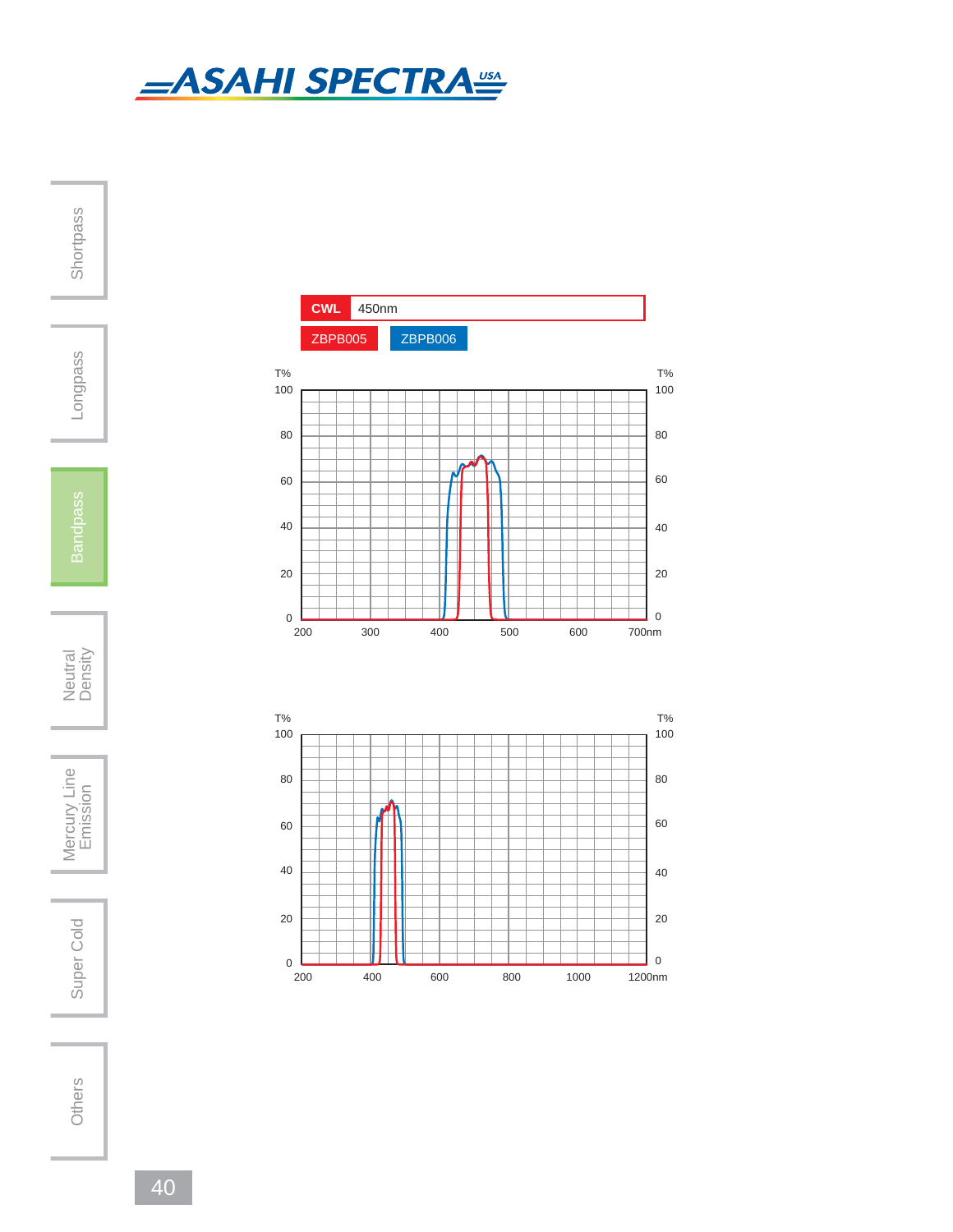| CWL | 450nm |
| --- | --- |

ZBPB005 ZBPB006

T% 100 80 60 40 20 0
200 300 400 500 600 700nm

T% 100 80 60 40 20 0
200 400 600 800 1000 1200nm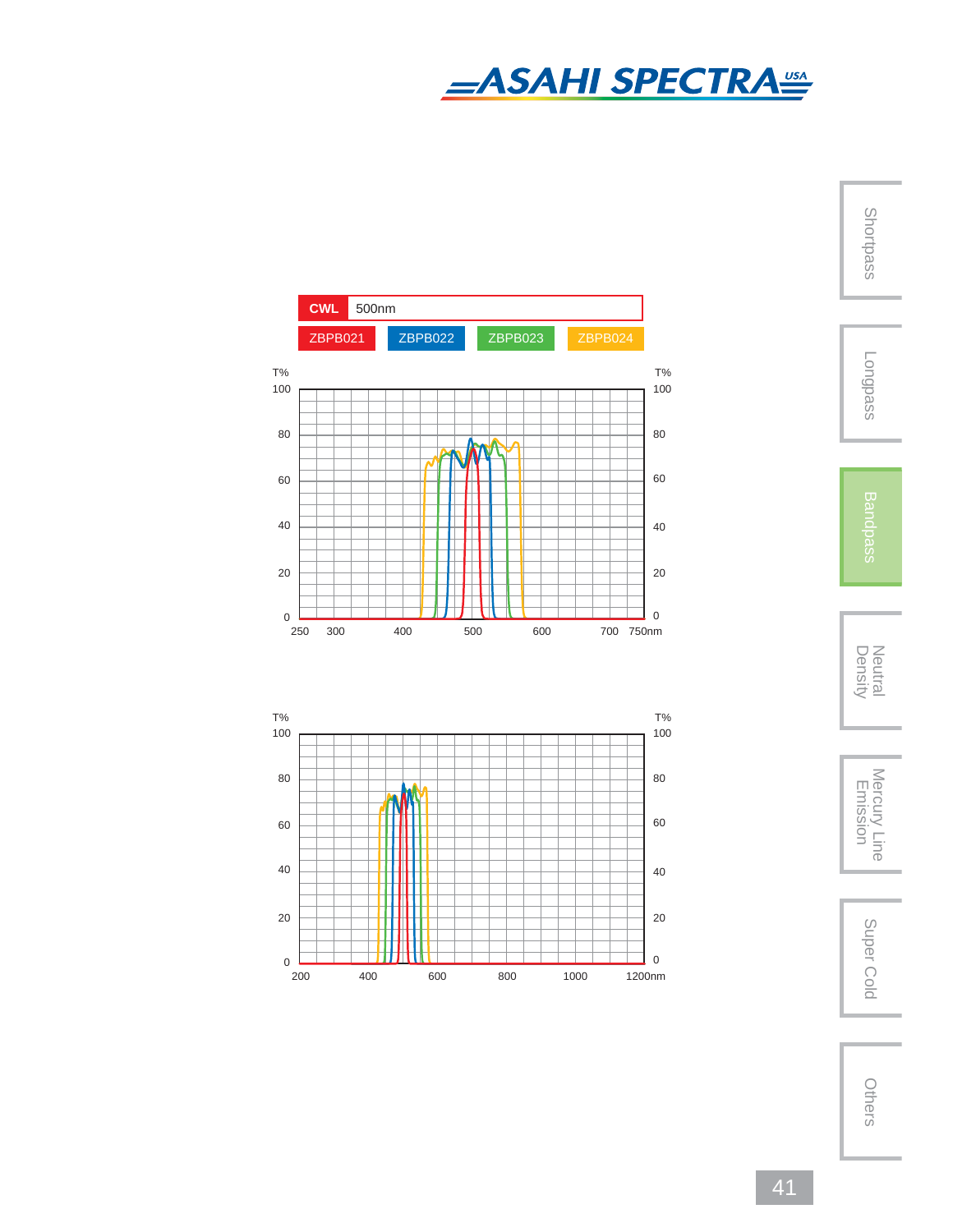| CWL | 500nm | | |
|---|---|---|---|
| ZBPB021 | ZBPB022 | ZBPB023 | ZBPB024 |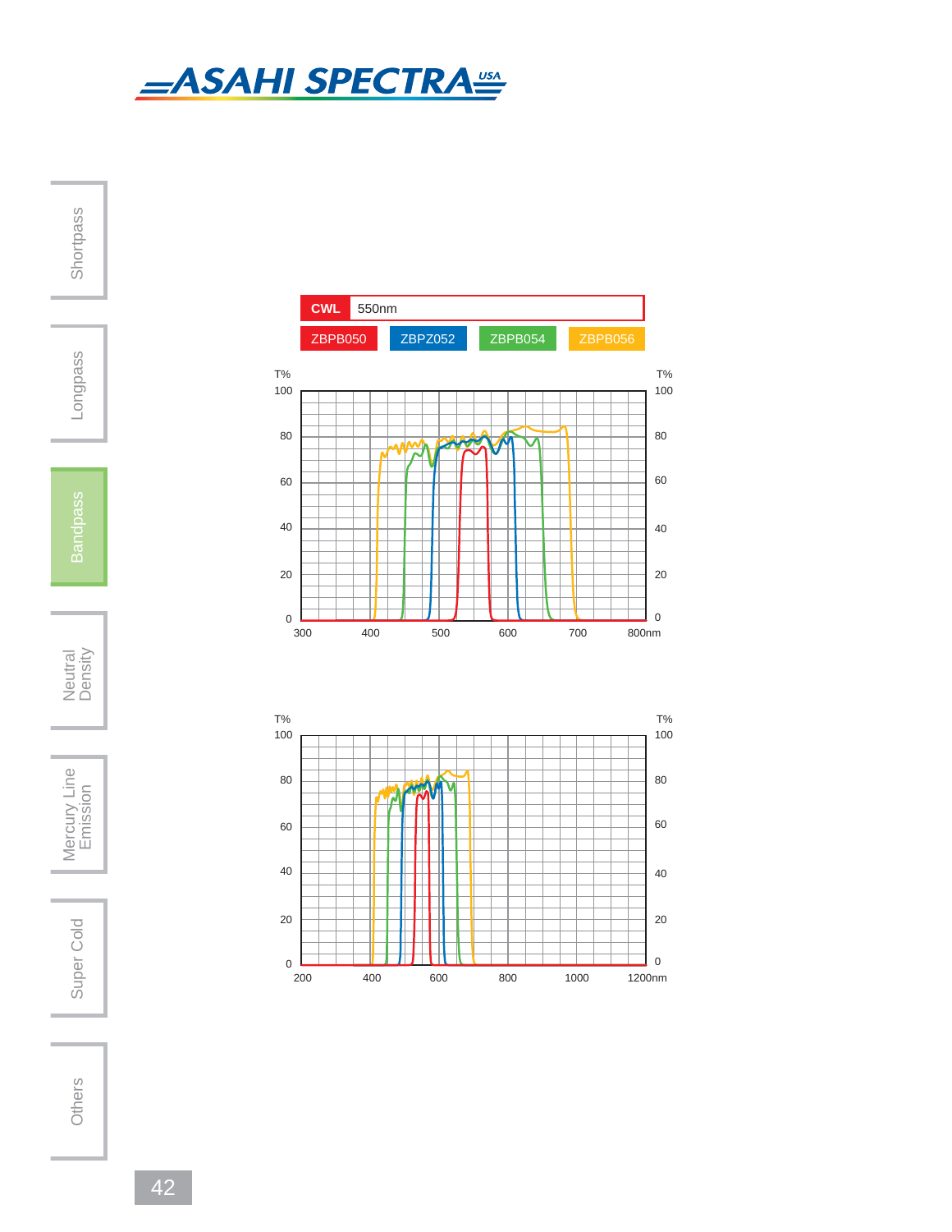| CWL | 550nm |
|---|---|

ZBPB050 | ZBPZ052 | ZBPB054 | ZBPB056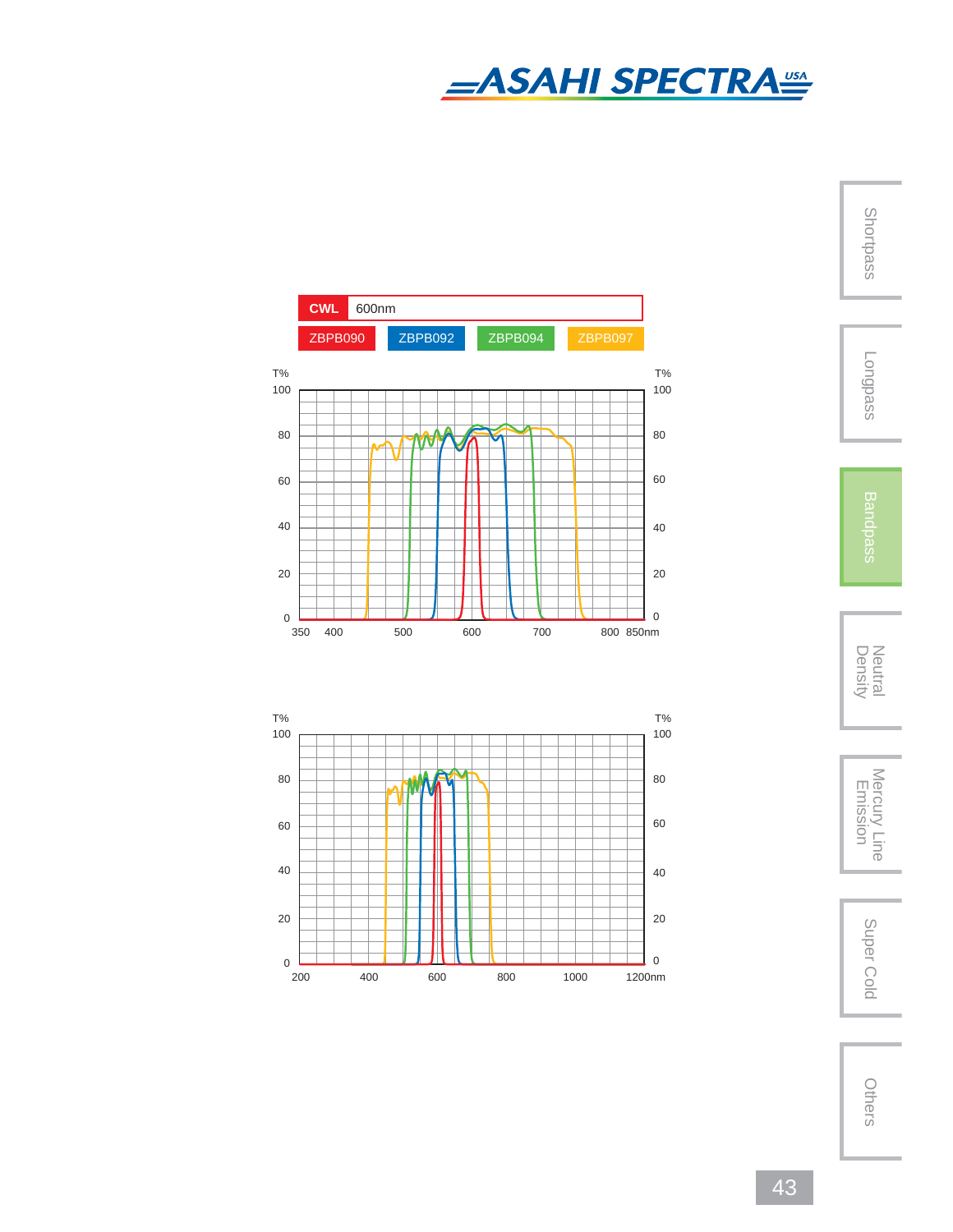| CWL | 600nm |
| --- | --- |

ZBPB090 | ZBPB092 | ZBPB094 | ZBPB097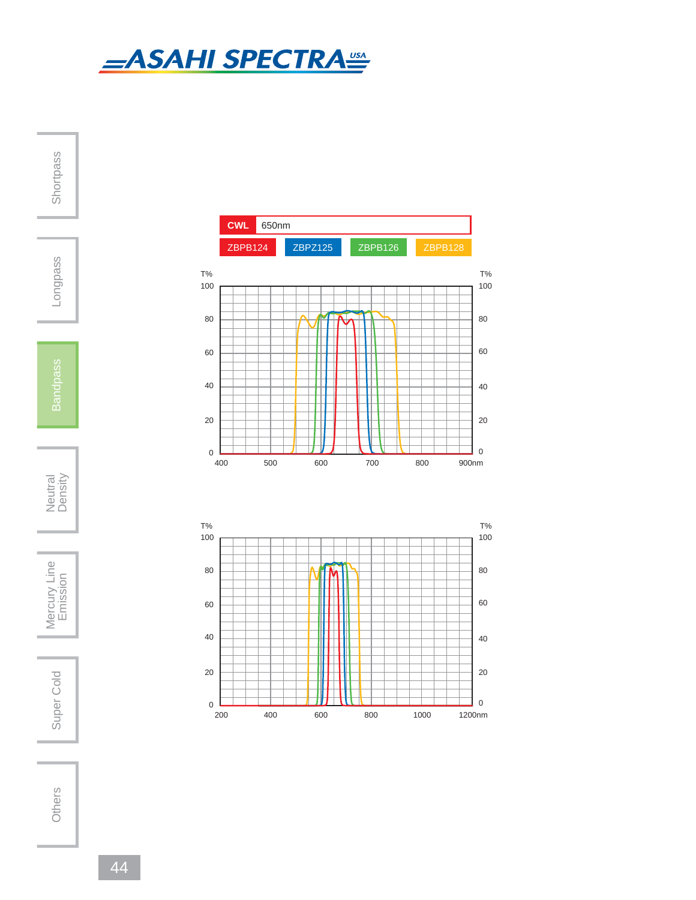| CWL | 650nm | | |
|---|---|---|---|
| ZBPB124 | ZBPZ125 | ZBPB126 | ZBPB128 |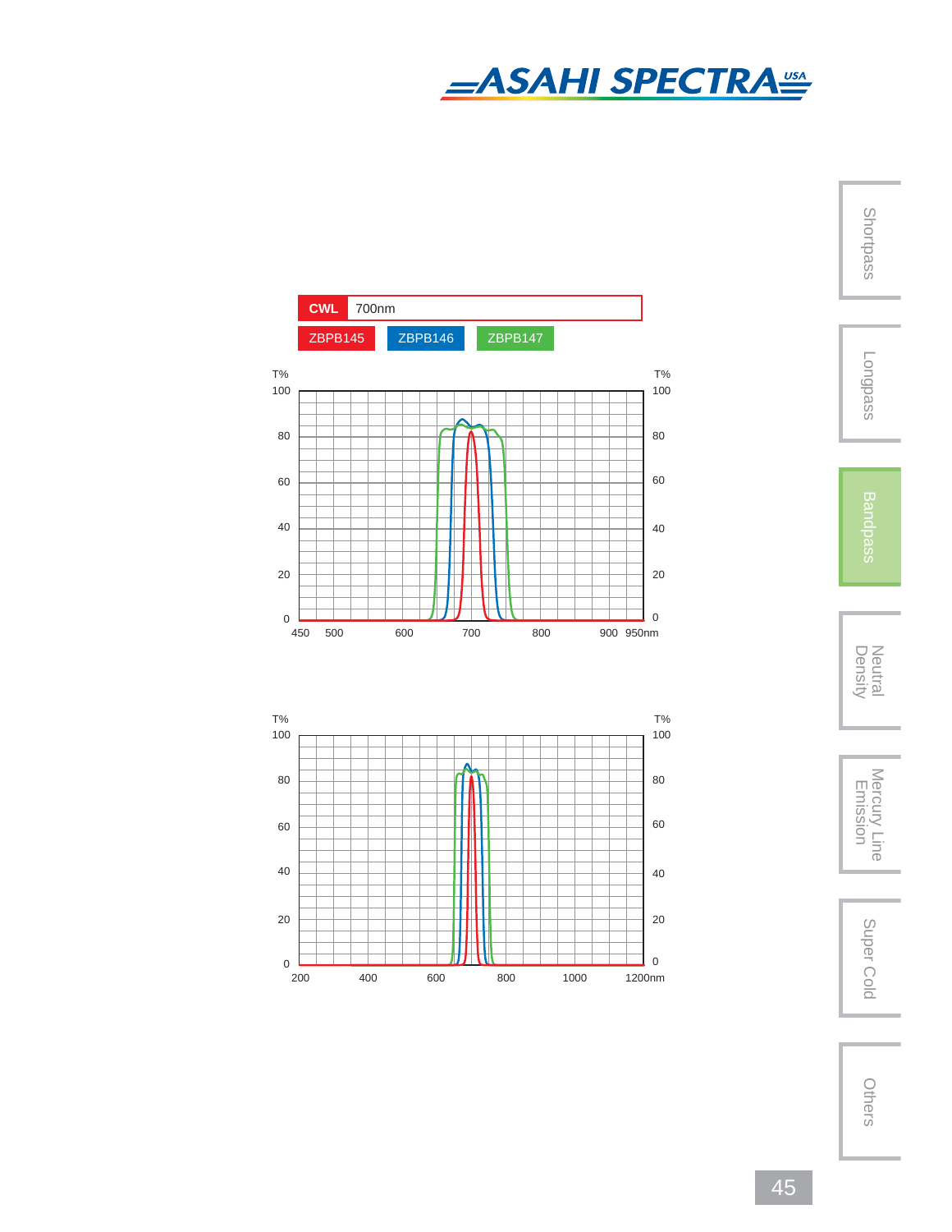| CWL | 700nm |
| --- | --- |

ZBPB145 ZBPB146 ZBPB147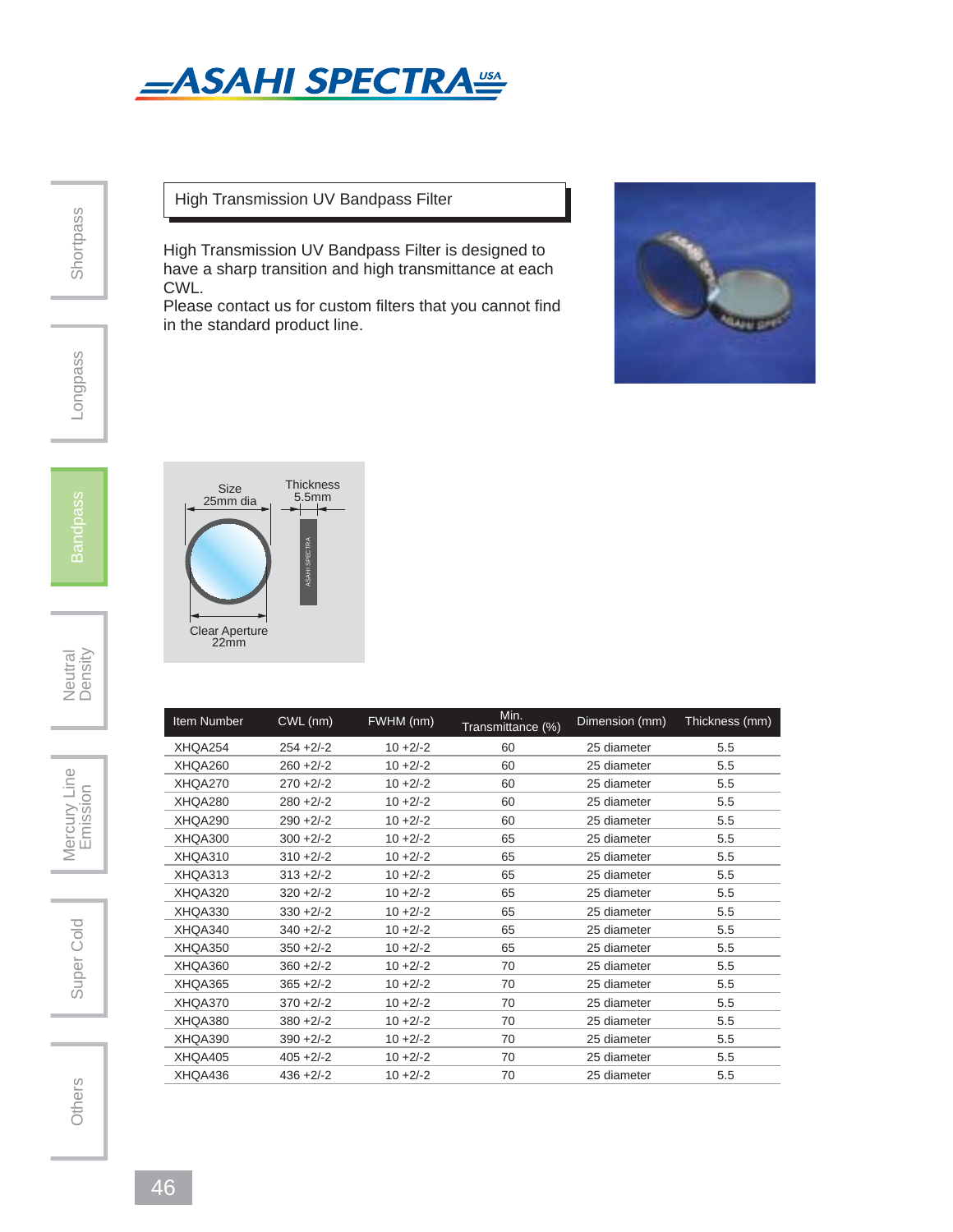## High Transmission UV Bandpass Filter

High Transmission UV Bandpass Filter is designed to have a sharp transition and high transmittance at each CWL.
Please contact us for custom filters that you cannot find in the standard product line.

Size 25mm dia

Thickness 5.5mm

Clear Aperture 22mm

| Item Number | CWL (nm) | FWHM (nm) | Min. Transmittance (%) | Dimension (mm) | Thickness (mm) |
|---|---|---|---|---|---|
| XHQA254 | 254 +2/-2 | 10 +2/-2 | 60 | 25 diameter | 5.5 |
| XHQA260 | 260 +2/-2 | 10 +2/-2 | 60 | 25 diameter | 5.5 |
| XHQA270 | 270 +2/-2 | 10 +2/-2 | 60 | 25 diameter | 5.5 |
| XHQA280 | 280 +2/-2 | 10 +2/-2 | 60 | 25 diameter | 5.5 |
| XHQA290 | 290 +2/-2 | 10 +2/-2 | 60 | 25 diameter | 5.5 |
| XHQA300 | 300 +2/-2 | 10 +2/-2 | 65 | 25 diameter | 5.5 |
| XHQA310 | 310 +2/-2 | 10 +2/-2 | 65 | 25 diameter | 5.5 |
| XHQA313 | 313 +2/-2 | 10 +2/-2 | 65 | 25 diameter | 5.5 |
| XHQA320 | 320 +2/-2 | 10 +2/-2 | 65 | 25 diameter | 5.5 |
| XHQA330 | 330 +2/-2 | 10 +2/-2 | 65 | 25 diameter | 5.5 |
| XHQA340 | 340 +2/-2 | 10 +2/-2 | 65 | 25 diameter | 5.5 |
| XHQA350 | 350 +2/-2 | 10 +2/-2 | 65 | 25 diameter | 5.5 |
| XHQA360 | 360 +2/-2 | 10 +2/-2 | 70 | 25 diameter | 5.5 |
| XHQA365 | 365 +2/-2 | 10 +2/-2 | 70 | 25 diameter | 5.5 |
| XHQA370 | 370 +2/-2 | 10 +2/-2 | 70 | 25 diameter | 5.5 |
| XHQA380 | 380 +2/-2 | 10 +2/-2 | 70 | 25 diameter | 5.5 |
| XHQA390 | 390 +2/-2 | 10 +2/-2 | 70 | 25 diameter | 5.5 |
| XHQA405 | 405 +2/-2 | 10 +2/-2 | 70 | 25 diameter | 5.5 |
| XHQA436 | 436 +2/-2 | 10 +2/-2 | 70 | 25 diameter | 5.5 |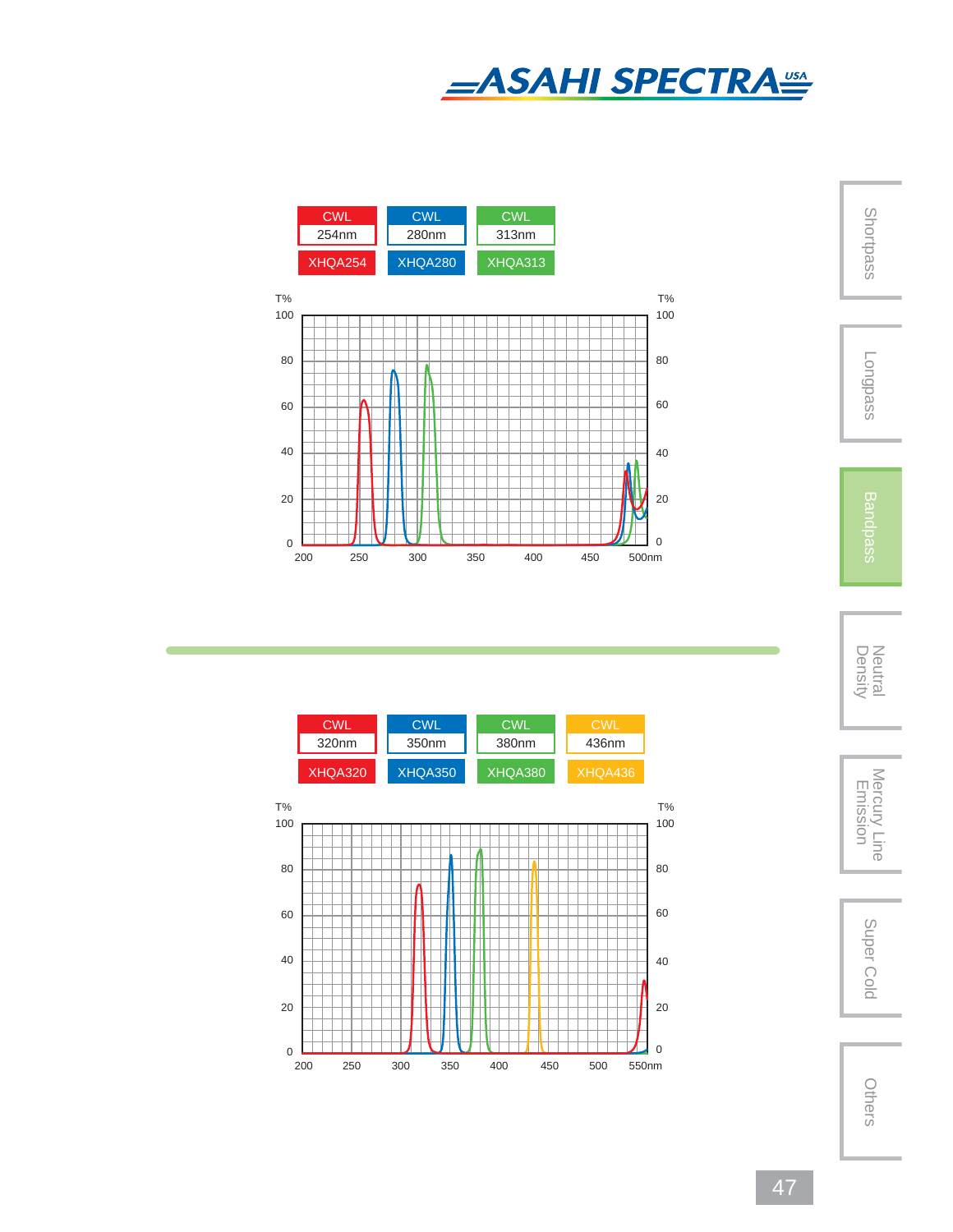ASAHI SPECTRA USA

CWL 254nm | CWL 280nm | CWL 313nm

XHQA254 | XHQA280 | XHQA313

T%
100
80
60
40
20
0
200 250 300 350 400 450 500nm

CWL 320nm | CWL 350nm | CWL 380nm | CWL 436nm

XHQA320 | XHQA350 | XHQA380 | XHQA436

T%
100
80
60
40
20
0
200 250 300 350 400 450 500 550nm

Shortpass

Longpass

Bandpass

Neutral Density

Mercury Line Emission

Super Cold

Others